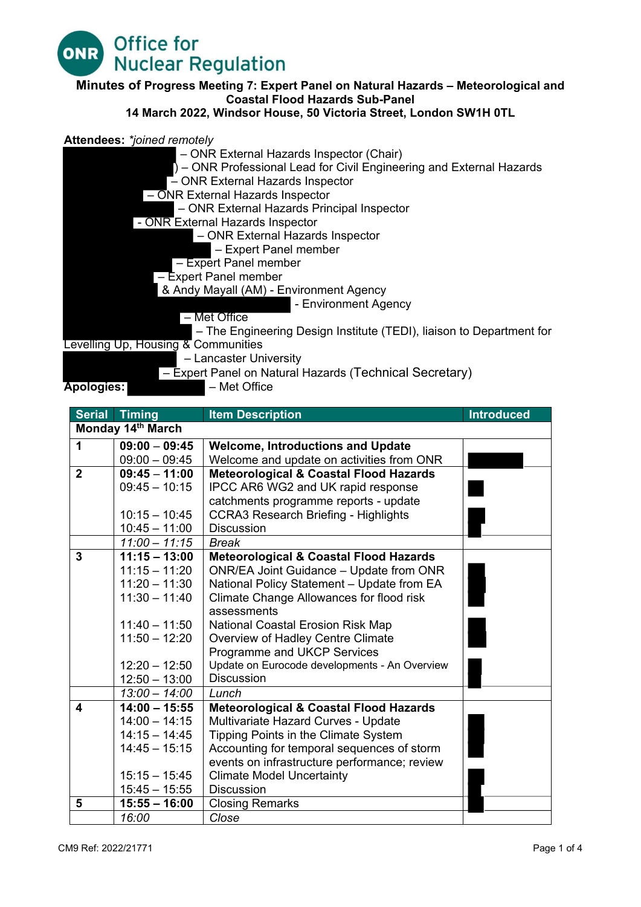Office for Nuclear Regulation

# Minutes of Progress Meeting 7: Expert Panel on Natural Hazards – Meteorological and Coastal Flood Hazards Sub-Panel

**14 March 2022, Windsor House, 50 Victoria Street, London SW1H 0TL**

**Attendees:** *\*joined remotely*

– ONR External Hazards Inspector (Chair)
) – ONR Professional Lead for Civil Engineering and External Hazards
– ONR External Hazards Inspector
– ONR External Hazards Inspector
– ONR External Hazards Principal Inspector
- ONR External Hazards Inspector
– ONR External Hazards Inspector
– Expert Panel member
– Expert Panel member
– Expert Panel member
& Andy Mayall (AM) - Environment Agency
- Environment Agency
– Met Office
– The Engineering Design Institute (TEDI), liaison to Department for Levelling Up, Housing & Communities
– Lancaster University
– Expert Panel on Natural Hazards (Technical Secretary)

**Apologies:** – Met Office

| Serial | Timing | Item Description | Introduced |
|---|---|---|---|
| **Monday 14th March** | | | |
| **1** | **09:00 – 09:45**<br>09:00 – 09:45 | **Welcome, Introductions and Update**<br>Welcome and update on activities from ONR | |
| **2** | **09:45 – 11:00**<br>09:45 – 10:15<br><br>10:15 – 10:45<br>10:45 – 11:00 | **Meteorological & Coastal Flood Hazards**<br>IPCC AR6 WG2 and UK rapid response catchments programme reports - update<br>CCRA3 Research Briefing - Highlights<br>Discussion | |
| | *11:00 – 11:15* | *Break* | |
| **3** | **11:15 – 13:00**<br>11:15 – 11:20<br>11:20 – 11:30<br>11:30 – 11:40<br><br>11:40 – 11:50<br>11:50 – 12:20<br><br>12:20 – 12:50<br>12:50 – 13:00 | **Meteorological & Coastal Flood Hazards**<br>ONR/EA Joint Guidance – Update from ONR<br>National Policy Statement – Update from EA<br>Climate Change Allowances for flood risk assessments<br>National Coastal Erosion Risk Map<br>Overview of Hadley Centre Climate Programme and UKCP Services<br>Update on Eurocode developments - An Overview<br>Discussion | |
| | *13:00 – 14:00* | *Lunch* | |
| **4** | **14:00 – 15:55**<br>14:00 – 14:15<br>14:15 – 14:45<br>14:45 – 15:15<br><br>15:15 – 15:45<br>15:45 – 15:55 | **Meteorological & Coastal Flood Hazards**<br>Multivariate Hazard Curves - Update<br>Tipping Points in the Climate System<br>Accounting for temporal sequences of storm events on infrastructure performance; review<br>Climate Model Uncertainty<br>Discussion | |
| **5** | **15:55 – 16:00** | Closing Remarks | |
| | *16:00* | *Close* | |

CM9 Ref: 2022/21771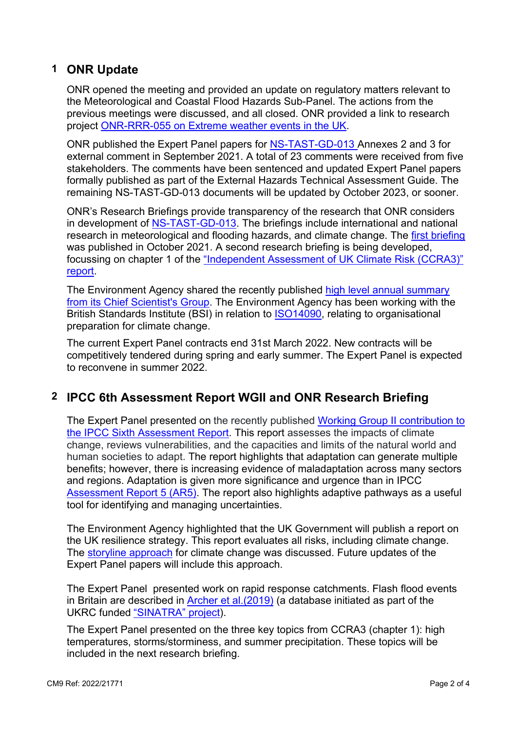## 1 ONR Update

ONR opened the meeting and provided an update on regulatory matters relevant to the Meteorological and Coastal Flood Hazards Sub-Panel. The actions from the previous meetings were discussed, and all closed. ONR provided a link to research project ONR-RRR-055 on Extreme weather events in the UK.

ONR published the Expert Panel papers for NS-TAST-GD-013 Annexes 2 and 3 for external comment in September 2021. A total of 23 comments were received from five stakeholders. The comments have been sentenced and updated Expert Panel papers formally published as part of the External Hazards Technical Assessment Guide. The remaining NS-TAST-GD-013 documents will be updated by October 2023, or sooner.

ONR's Research Briefings provide transparency of the research that ONR considers in development of NS-TAST-GD-013. The briefings include international and national research in meteorological and flooding hazards, and climate change. The first briefing was published in October 2021. A second research briefing is being developed, focussing on chapter 1 of the "Independent Assessment of UK Climate Risk (CCRA3)" report.

The Environment Agency shared the recently published high level annual summary from its Chief Scientist's Group. The Environment Agency has been working with the British Standards Institute (BSI) in relation to ISO14090, relating to organisational preparation for climate change.

The current Expert Panel contracts end 31st March 2022. New contracts will be competitively tendered during spring and early summer. The Expert Panel is expected to reconvene in summer 2022.

## 2 IPCC 6th Assessment Report WGII and ONR Research Briefing

The Expert Panel presented on the recently published Working Group II contribution to the IPCC Sixth Assessment Report. This report assesses the impacts of climate change, reviews vulnerabilities, and the capacities and limits of the natural world and human societies to adapt. The report highlights that adaptation can generate multiple benefits; however, there is increasing evidence of maladaptation across many sectors and regions. Adaptation is given more significance and urgence than in IPCC Assessment Report 5 (AR5). The report also highlights adaptive pathways as a useful tool for identifying and managing uncertainties.

The Environment Agency highlighted that the UK Government will publish a report on the UK resilience strategy. This report evaluates all risks, including climate change. The storyline approach for climate change was discussed. Future updates of the Expert Panel papers will include this approach.

The Expert Panel presented work on rapid response catchments. Flash flood events in Britain are described in Archer et al.(2019) (a database initiated as part of the UKRC funded "SINATRA" project).

The Expert Panel presented on the three key topics from CCRA3 (chapter 1): high temperatures, storms/storminess, and summer precipitation. These topics will be included in the next research briefing.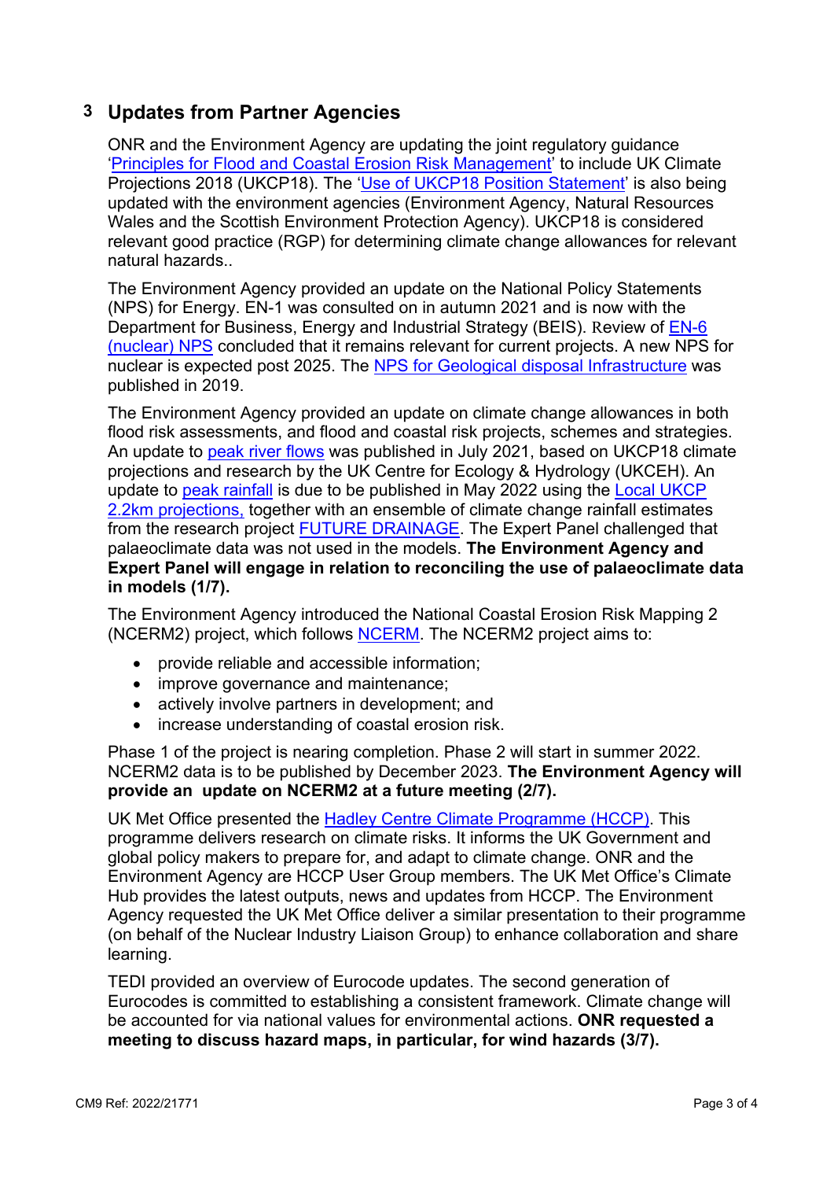## 3 Updates from Partner Agencies

ONR and the Environment Agency are updating the joint regulatory guidance 'Principles for Flood and Coastal Erosion Risk Management' to include UK Climate Projections 2018 (UKCP18). The 'Use of UKCP18 Position Statement' is also being updated with the environment agencies (Environment Agency, Natural Resources Wales and the Scottish Environment Protection Agency). UKCP18 is considered relevant good practice (RGP) for determining climate change allowances for relevant natural hazards..

The Environment Agency provided an update on the National Policy Statements (NPS) for Energy. EN-1 was consulted on in autumn 2021 and is now with the Department for Business, Energy and Industrial Strategy (BEIS). Review of EN-6 (nuclear) NPS concluded that it remains relevant for current projects. A new NPS for nuclear is expected post 2025. The NPS for Geological disposal Infrastructure was published in 2019.

The Environment Agency provided an update on climate change allowances in both flood risk assessments, and flood and coastal risk projects, schemes and strategies. An update to peak river flows was published in July 2021, based on UKCP18 climate projections and research by the UK Centre for Ecology & Hydrology (UKCEH). An update to peak rainfall is due to be published in May 2022 using the Local UKCP 2.2km projections, together with an ensemble of climate change rainfall estimates from the research project FUTURE DRAINAGE. The Expert Panel challenged that palaeoclimate data was not used in the models. **The Environment Agency and Expert Panel will engage in relation to reconciling the use of palaeoclimate data in models (1/7).**

The Environment Agency introduced the National Coastal Erosion Risk Mapping 2 (NCERM2) project, which follows NCERM. The NCERM2 project aims to:

- provide reliable and accessible information;
- improve governance and maintenance;
- actively involve partners in development; and
- increase understanding of coastal erosion risk.

Phase 1 of the project is nearing completion. Phase 2 will start in summer 2022. NCERM2 data is to be published by December 2023. **The Environment Agency will provide an update on NCERM2 at a future meeting (2/7).**

UK Met Office presented the Hadley Centre Climate Programme (HCCP). This programme delivers research on climate risks. It informs the UK Government and global policy makers to prepare for, and adapt to climate change. ONR and the Environment Agency are HCCP User Group members. The UK Met Office's Climate Hub provides the latest outputs, news and updates from HCCP. The Environment Agency requested the UK Met Office deliver a similar presentation to their programme (on behalf of the Nuclear Industry Liaison Group) to enhance collaboration and share learning.

TEDI provided an overview of Eurocode updates. The second generation of Eurocodes is committed to establishing a consistent framework. Climate change will be accounted for via national values for environmental actions. **ONR requested a meeting to discuss hazard maps, in particular, for wind hazards (3/7).**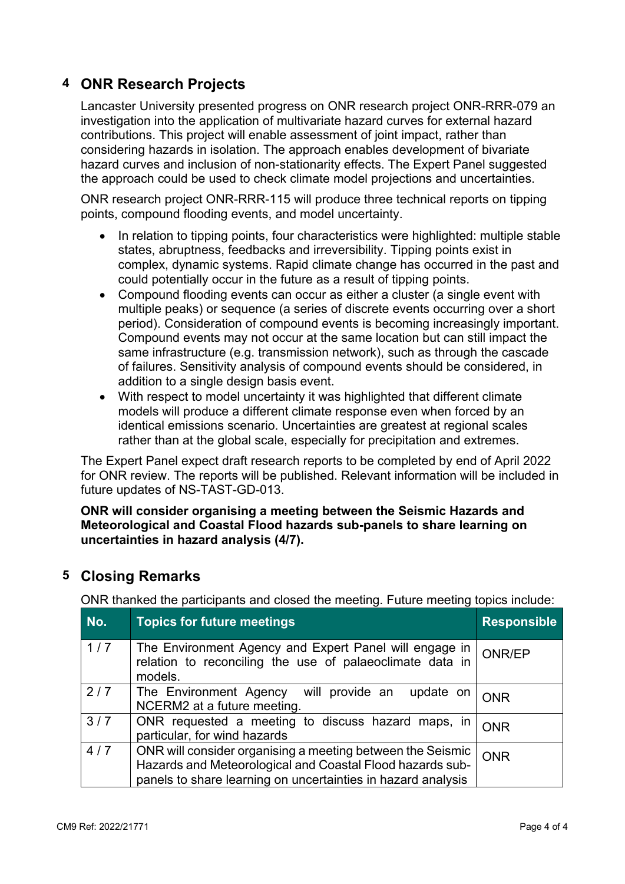## 4 ONR Research Projects

Lancaster University presented progress on ONR research project ONR-RRR-079 an investigation into the application of multivariate hazard curves for external hazard contributions. This project will enable assessment of joint impact, rather than considering hazards in isolation. The approach enables development of bivariate hazard curves and inclusion of non-stationarity effects. The Expert Panel suggested the approach could be used to check climate model projections and uncertainties.

ONR research project ONR-RRR-115 will produce three technical reports on tipping points, compound flooding events, and model uncertainty.

- In relation to tipping points, four characteristics were highlighted: multiple stable states, abruptness, feedbacks and irreversibility. Tipping points exist in complex, dynamic systems. Rapid climate change has occurred in the past and could potentially occur in the future as a result of tipping points.
- Compound flooding events can occur as either a cluster (a single event with multiple peaks) or sequence (a series of discrete events occurring over a short period). Consideration of compound events is becoming increasingly important. Compound events may not occur at the same location but can still impact the same infrastructure (e.g. transmission network), such as through the cascade of failures. Sensitivity analysis of compound events should be considered, in addition to a single design basis event.
- With respect to model uncertainty it was highlighted that different climate models will produce a different climate response even when forced by an identical emissions scenario. Uncertainties are greatest at regional scales rather than at the global scale, especially for precipitation and extremes.

The Expert Panel expect draft research reports to be completed by end of April 2022 for ONR review. The reports will be published. Relevant information will be included in future updates of NS-TAST-GD-013.

**ONR will consider organising a meeting between the Seismic Hazards and Meteorological and Coastal Flood hazards sub-panels to share learning on uncertainties in hazard analysis (4/7).**

## 5 Closing Remarks

ONR thanked the participants and closed the meeting. Future meeting topics include:

| No. | Topics for future meetings | Responsible |
|---|---|---|
| 1 / 7 | The Environment Agency and Expert Panel will engage in relation to reconciling the use of palaeoclimate data in models. | ONR/EP |
| 2 / 7 | The Environment Agency will provide an update on NCERM2 at a future meeting. | ONR |
| 3 / 7 | ONR requested a meeting to discuss hazard maps, in particular, for wind hazards | ONR |
| 4 / 7 | ONR will consider organising a meeting between the Seismic Hazards and Meteorological and Coastal Flood hazards sub-panels to share learning on uncertainties in hazard analysis | ONR |

CM9 Ref: 2022/21771